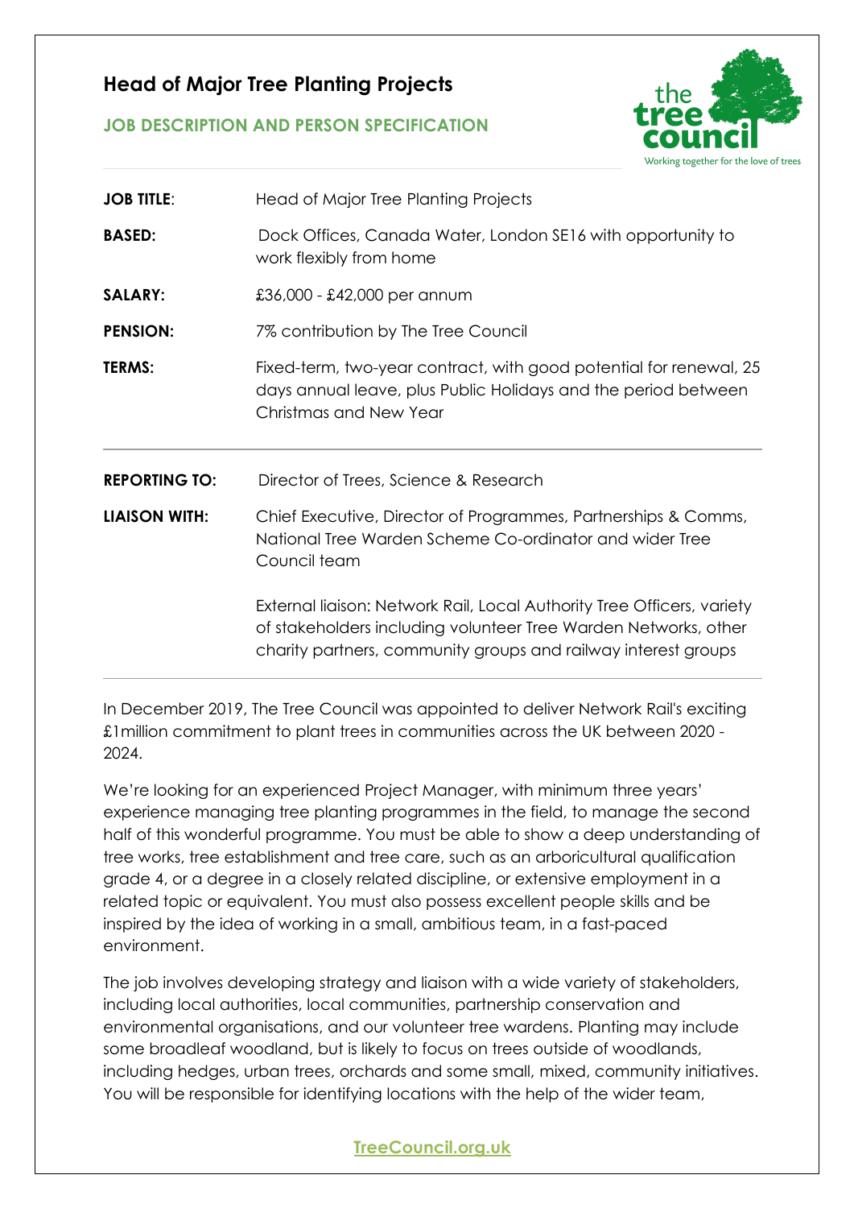# Head of Major Tree Planting Projects

## JOB DESCRIPTION AND PERSON SPECIFICATION

| | |
|---|---|
| **JOB TITLE**: | Head of Major Tree Planting Projects |
| **BASED:** | Dock Offices, Canada Water, London SE16 with opportunity to work flexibly from home |
| **SALARY:** | £36,000 - £42,000 per annum |
| **PENSION:** | 7% contribution by The Tree Council |
| **TERMS:** | Fixed-term, two-year contract, with good potential for renewal, 25 days annual leave, plus Public Holidays and the period between Christmas and New Year |

| | |
|---|---|
| **REPORTING TO:** | Director of Trees, Science & Research |
| **LIAISON WITH:** | Chief Executive, Director of Programmes, Partnerships & Comms, National Tree Warden Scheme Co-ordinator and wider Tree Council team<br><br>External liaison: Network Rail, Local Authority Tree Officers, variety of stakeholders including volunteer Tree Warden Networks, other charity partners, community groups and railway interest groups |

In December 2019, The Tree Council was appointed to deliver Network Rail's exciting £1million commitment to plant trees in communities across the UK between 2020 - 2024.

We're looking for an experienced Project Manager, with minimum three years' experience managing tree planting programmes in the field, to manage the second half of this wonderful programme. You must be able to show a deep understanding of tree works, tree establishment and tree care, such as an arboricultural qualification grade 4, or a degree in a closely related discipline, or extensive employment in a related topic or equivalent. You must also possess excellent people skills and be inspired by the idea of working in a small, ambitious team, in a fast-paced environment.

The job involves developing strategy and liaison with a wide variety of stakeholders, including local authorities, local communities, partnership conservation and environmental organisations, and our volunteer tree wardens. Planting may include some broadleaf woodland, but is likely to focus on trees outside of woodlands, including hedges, urban trees, orchards and some small, mixed, community initiatives. You will be responsible for identifying locations with the help of the wider team,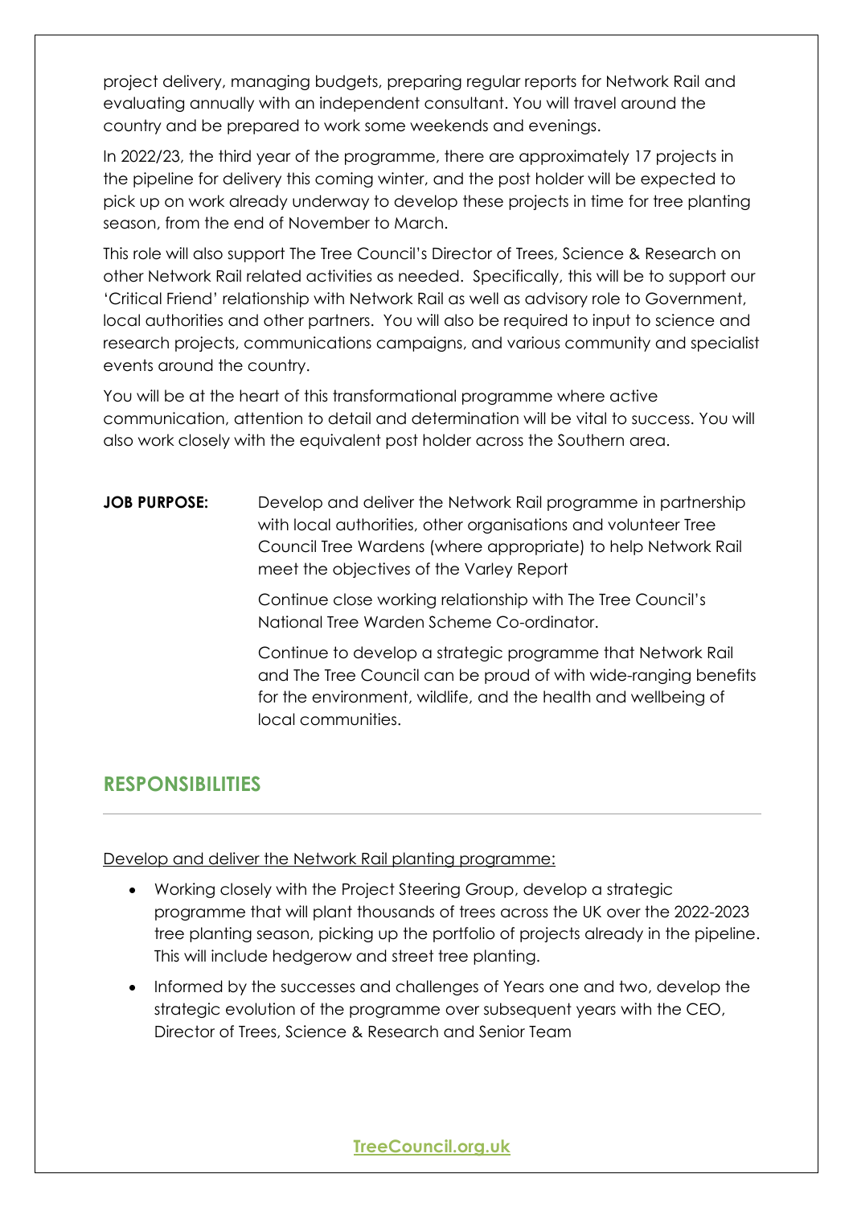project delivery, managing budgets, preparing regular reports for Network Rail and evaluating annually with an independent consultant. You will travel around the country and be prepared to work some weekends and evenings.

In 2022/23, the third year of the programme, there are approximately 17 projects in the pipeline for delivery this coming winter, and the post holder will be expected to pick up on work already underway to develop these projects in time for tree planting season, from the end of November to March.

This role will also support The Tree Council's Director of Trees, Science & Research on other Network Rail related activities as needed. Specifically, this will be to support our 'Critical Friend' relationship with Network Rail as well as advisory role to Government, local authorities and other partners. You will also be required to input to science and research projects, communications campaigns, and various community and specialist events around the country.

You will be at the heart of this transformational programme where active communication, attention to detail and determination will be vital to success. You will also work closely with the equivalent post holder across the Southern area.

**JOB PURPOSE:** Develop and deliver the Network Rail programme in partnership with local authorities, other organisations and volunteer Tree Council Tree Wardens (where appropriate) to help Network Rail meet the objectives of the Varley Report

Continue close working relationship with The Tree Council's National Tree Warden Scheme Co-ordinator.

Continue to develop a strategic programme that Network Rail and The Tree Council can be proud of with wide-ranging benefits for the environment, wildlife, and the health and wellbeing of local communities.

## RESPONSIBILITIES

Develop and deliver the Network Rail planting programme:

- Working closely with the Project Steering Group, develop a strategic programme that will plant thousands of trees across the UK over the 2022-2023 tree planting season, picking up the portfolio of projects already in the pipeline. This will include hedgerow and street tree planting.
- Informed by the successes and challenges of Years one and two, develop the strategic evolution of the programme over subsequent years with the CEO, Director of Trees, Science & Research and Senior Team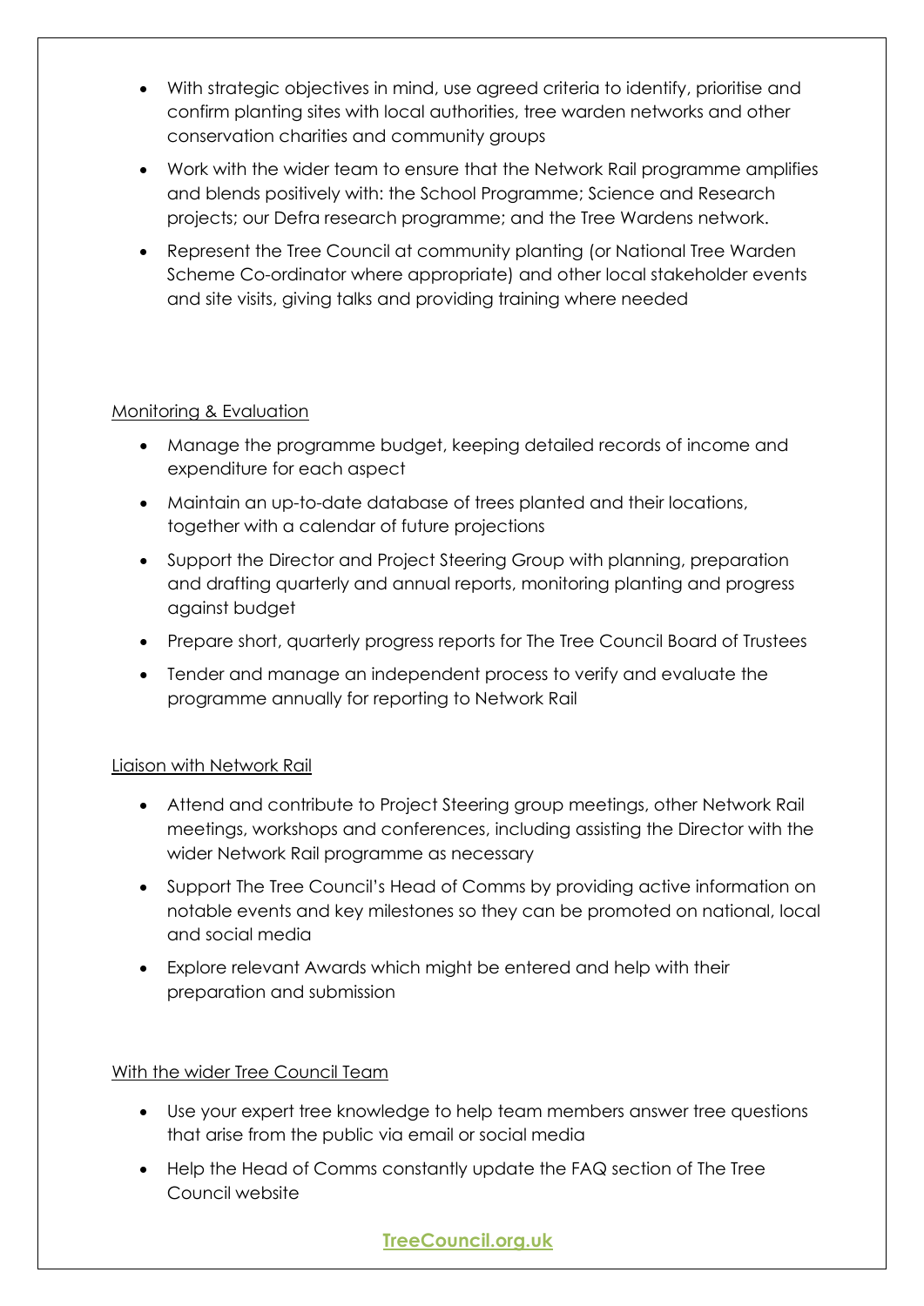- With strategic objectives in mind, use agreed criteria to identify, prioritise and confirm planting sites with local authorities, tree warden networks and other conservation charities and community groups
- Work with the wider team to ensure that the Network Rail programme amplifies and blends positively with: the School Programme; Science and Research projects; our Defra research programme; and the Tree Wardens network.
- Represent the Tree Council at community planting (or National Tree Warden Scheme Co-ordinator where appropriate) and other local stakeholder events and site visits, giving talks and providing training where needed

Monitoring & Evaluation

- Manage the programme budget, keeping detailed records of income and expenditure for each aspect
- Maintain an up-to-date database of trees planted and their locations, together with a calendar of future projections
- Support the Director and Project Steering Group with planning, preparation and drafting quarterly and annual reports, monitoring planting and progress against budget
- Prepare short, quarterly progress reports for The Tree Council Board of Trustees
- Tender and manage an independent process to verify and evaluate the programme annually for reporting to Network Rail

Liaison with Network Rail

- Attend and contribute to Project Steering group meetings, other Network Rail meetings, workshops and conferences, including assisting the Director with the wider Network Rail programme as necessary
- Support The Tree Council's Head of Comms by providing active information on notable events and key milestones so they can be promoted on national, local and social media
- Explore relevant Awards which might be entered and help with their preparation and submission

With the wider Tree Council Team

- Use your expert tree knowledge to help team members answer tree questions that arise from the public via email or social media
- Help the Head of Comms constantly update the FAQ section of The Tree Council website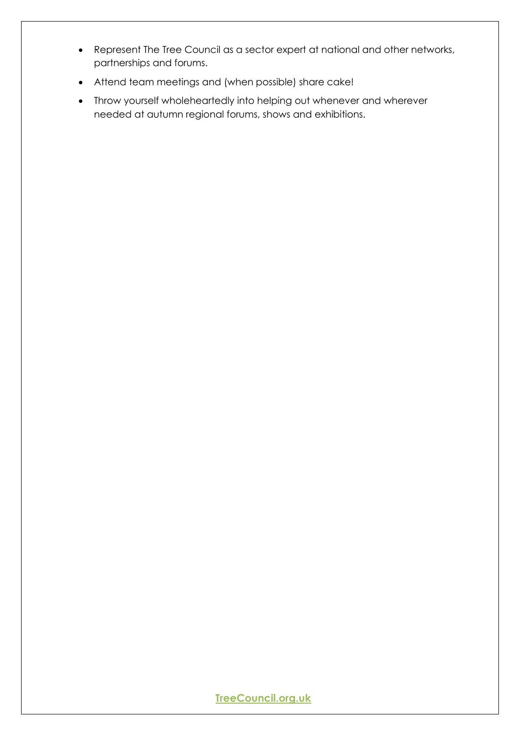- Represent The Tree Council as a sector expert at national and other networks, partnerships and forums.
- Attend team meetings and (when possible) share cake!
- Throw yourself wholeheartedly into helping out whenever and wherever needed at autumn regional forums, shows and exhibitions.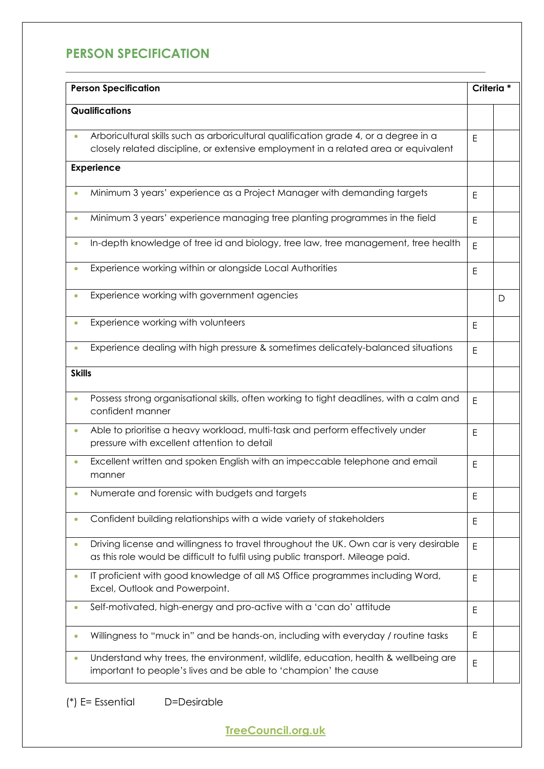## PERSON SPECIFICATION

| Person Specification | Criteria * | |
|---|---|---|
| **Qualifications** | | |
| • Arboricultural skills such as arboricultural qualification grade 4, or a degree in a closely related discipline, or extensive employment in a related area or equivalent | E | |
| **Experience** | | |
| • Minimum 3 years' experience as a Project Manager with demanding targets | E | |
| • Minimum 3 years' experience managing tree planting programmes in the field | E | |
| • In-depth knowledge of tree id and biology, tree law, tree management, tree health | E | |
| • Experience working within or alongside Local Authorities | E | |
| • Experience working with government agencies | | D |
| • Experience working with volunteers | E | |
| • Experience dealing with high pressure & sometimes delicately-balanced situations | E | |
| **Skills** | | |
| • Possess strong organisational skills, often working to tight deadlines, with a calm and confident manner | E | |
| • Able to prioritise a heavy workload, multi-task and perform effectively under pressure with excellent attention to detail | E | |
| • Excellent written and spoken English with an impeccable telephone and email manner | E | |
| • Numerate and forensic with budgets and targets | E | |
| • Confident building relationships with a wide variety of stakeholders | E | |
| • Driving license and willingness to travel throughout the UK. Own car is very desirable as this role would be difficult to fulfil using public transport. Mileage paid. | E | |
| • IT proficient with good knowledge of all MS Office programmes including Word, Excel, Outlook and Powerpoint. | E | |
| • Self-motivated, high-energy and pro-active with a 'can do' attitude | E | |
| • Willingness to "muck in" and be hands-on, including with everyday / routine tasks | E | |
| • Understand why trees, the environment, wildlife, education, health & wellbeing are important to people's lives and be able to 'champion' the cause | E | |

(*) E= Essential     D=Desirable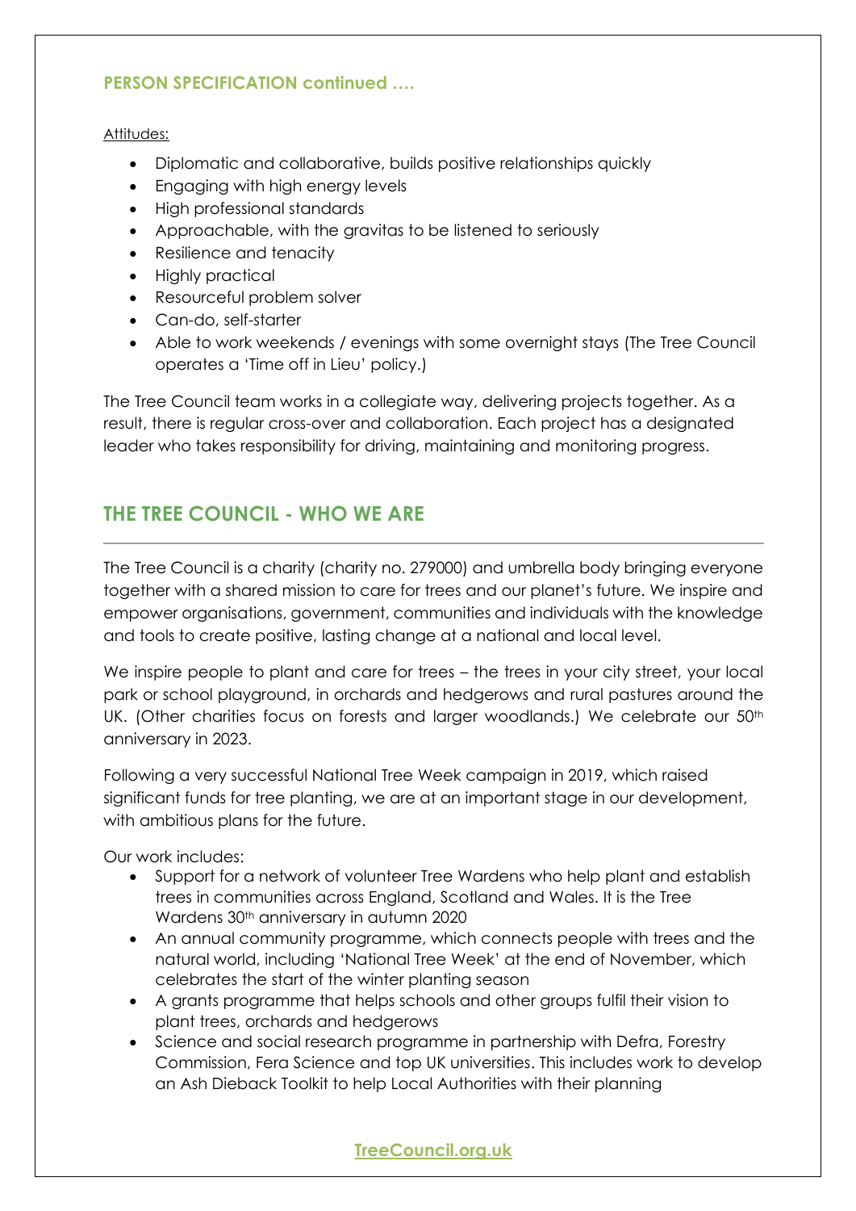**PERSON SPECIFICATION continued ….**

Attitudes:

- Diplomatic and collaborative, builds positive relationships quickly
- Engaging with high energy levels
- High professional standards
- Approachable, with the gravitas to be listened to seriously
- Resilience and tenacity
- Highly practical
- Resourceful problem solver
- Can-do, self-starter
- Able to work weekends / evenings with some overnight stays (The Tree Council operates a 'Time off in Lieu' policy.)

The Tree Council team works in a collegiate way, delivering projects together. As a result, there is regular cross-over and collaboration. Each project has a designated leader who takes responsibility for driving, maintaining and monitoring progress.

## THE TREE COUNCIL - WHO WE ARE

The Tree Council is a charity (charity no. 279000) and umbrella body bringing everyone together with a shared mission to care for trees and our planet's future. We inspire and empower organisations, government, communities and individuals with the knowledge and tools to create positive, lasting change at a national and local level.

We inspire people to plant and care for trees – the trees in your city street, your local park or school playground, in orchards and hedgerows and rural pastures around the UK. (Other charities focus on forests and larger woodlands.) We celebrate our 50th anniversary in 2023.

Following a very successful National Tree Week campaign in 2019, which raised significant funds for tree planting, we are at an important stage in our development, with ambitious plans for the future.

Our work includes:

- Support for a network of volunteer Tree Wardens who help plant and establish trees in communities across England, Scotland and Wales. It is the Tree Wardens 30th anniversary in autumn 2020
- An annual community programme, which connects people with trees and the natural world, including 'National Tree Week' at the end of November, which celebrates the start of the winter planting season
- A grants programme that helps schools and other groups fulfil their vision to plant trees, orchards and hedgerows
- Science and social research programme in partnership with Defra, Forestry Commission, Fera Science and top UK universities. This includes work to develop an Ash Dieback Toolkit to help Local Authorities with their planning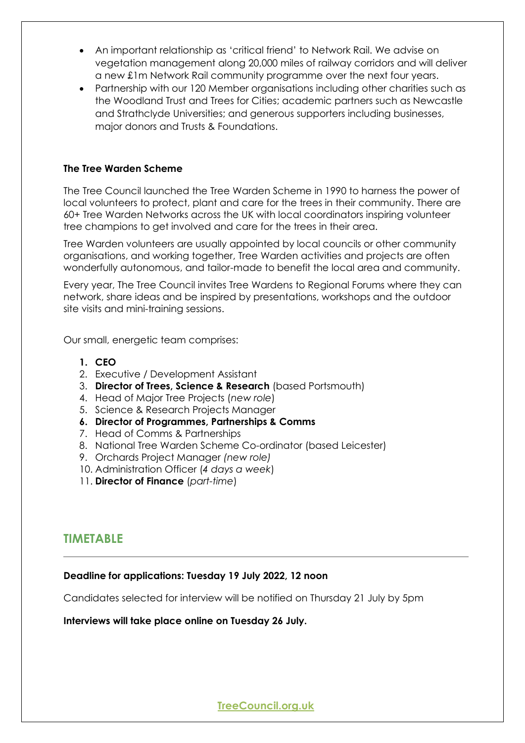- An important relationship as 'critical friend' to Network Rail. We advise on vegetation management along 20,000 miles of railway corridors and will deliver a new £1m Network Rail community programme over the next four years.
- Partnership with our 120 Member organisations including other charities such as the Woodland Trust and Trees for Cities; academic partners such as Newcastle and Strathclyde Universities; and generous supporters including businesses, major donors and Trusts & Foundations.

**The Tree Warden Scheme**

The Tree Council launched the Tree Warden Scheme in 1990 to harness the power of local volunteers to protect, plant and care for the trees in their community. There are 60+ Tree Warden Networks across the UK with local coordinators inspiring volunteer tree champions to get involved and care for the trees in their area.

Tree Warden volunteers are usually appointed by local councils or other community organisations, and working together, Tree Warden activities and projects are often wonderfully autonomous, and tailor-made to benefit the local area and community.

Every year, The Tree Council invites Tree Wardens to Regional Forums where they can network, share ideas and be inspired by presentations, workshops and the outdoor site visits and mini-training sessions.

Our small, energetic team comprises:

1. **CEO**
2. Executive / Development Assistant
3. **Director of Trees, Science & Research** (based Portsmouth)
4. Head of Major Tree Projects (*new role*)
5. Science & Research Projects Manager
6. **Director of Programmes, Partnerships & Comms**
7. Head of Comms & Partnerships
8. National Tree Warden Scheme Co-ordinator (based Leicester)
9. Orchards Project Manager *(new role)*
10. Administration Officer (*4 days a week*)
11. **Director of Finance** (*part-time*)

## TIMETABLE

**Deadline for applications: Tuesday 19 July 2022, 12 noon**

Candidates selected for interview will be notified on Thursday 21 July by 5pm

**Interviews will take place online on Tuesday 26 July.**

**TreeCouncil.org.uk**